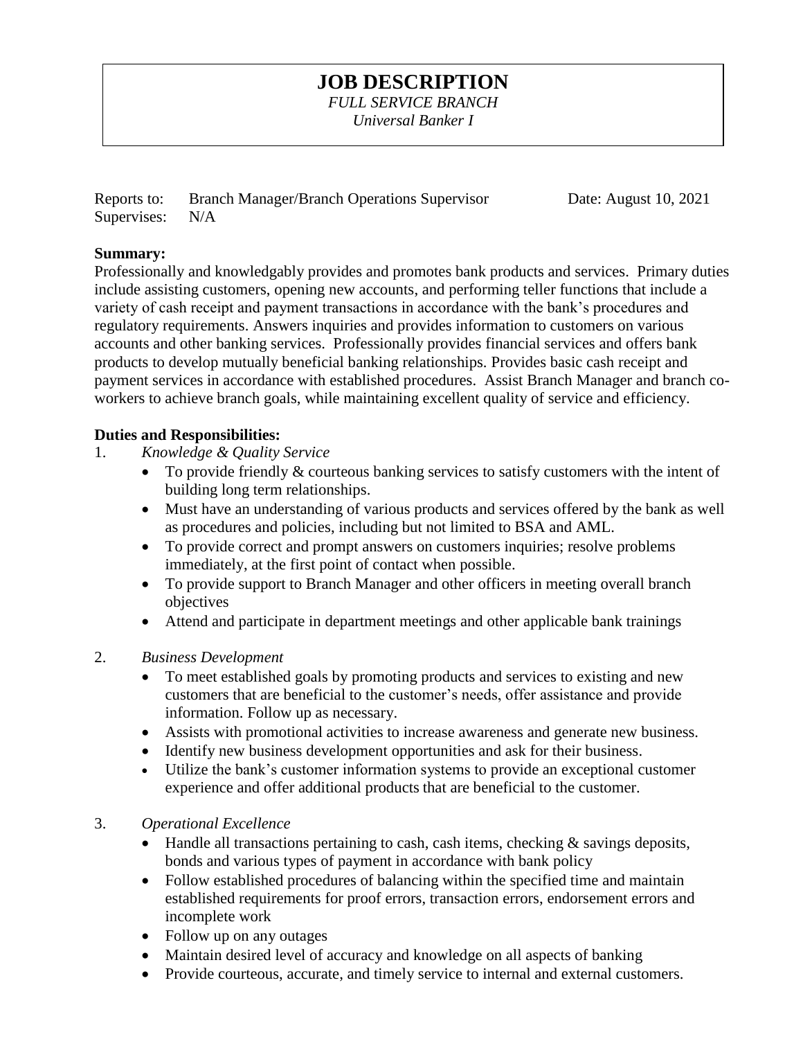# JOB DESCRIPTION

*FULL SERVICE BRANCH*

*Universal Banker I*

Reports to: Branch Manager/Branch Operations Supervisor Date: August 10, 2021

Supervises: N/A

**Summary:**

Professionally and knowledgably provides and promotes bank products and services. Primary duties include assisting customers, opening new accounts, and performing teller functions that include a variety of cash receipt and payment transactions in accordance with the bank's procedures and regulatory requirements. Answers inquiries and provides information to customers on various accounts and other banking services. Professionally provides financial services and offers bank products to develop mutually beneficial banking relationships. Provides basic cash receipt and payment services in accordance with established procedures. Assist Branch Manager and branch co-workers to achieve branch goals, while maintaining excellent quality of service and efficiency.

**Duties and Responsibilities:**

1. *Knowledge & Quality Service*
   - To provide friendly & courteous banking services to satisfy customers with the intent of building long term relationships.
   - Must have an understanding of various products and services offered by the bank as well as procedures and policies, including but not limited to BSA and AML.
   - To provide correct and prompt answers on customers inquiries; resolve problems immediately, at the first point of contact when possible.
   - To provide support to Branch Manager and other officers in meeting overall branch objectives
   - Attend and participate in department meetings and other applicable bank trainings

2. *Business Development*
   - To meet established goals by promoting products and services to existing and new customers that are beneficial to the customer's needs, offer assistance and provide information. Follow up as necessary.
   - Assists with promotional activities to increase awareness and generate new business.
   - Identify new business development opportunities and ask for their business.
   - Utilize the bank's customer information systems to provide an exceptional customer experience and offer additional products that are beneficial to the customer.

3. *Operational Excellence*
   - Handle all transactions pertaining to cash, cash items, checking & savings deposits, bonds and various types of payment in accordance with bank policy
   - Follow established procedures of balancing within the specified time and maintain established requirements for proof errors, transaction errors, endorsement errors and incomplete work
   - Follow up on any outages
   - Maintain desired level of accuracy and knowledge on all aspects of banking
   - Provide courteous, accurate, and timely service to internal and external customers.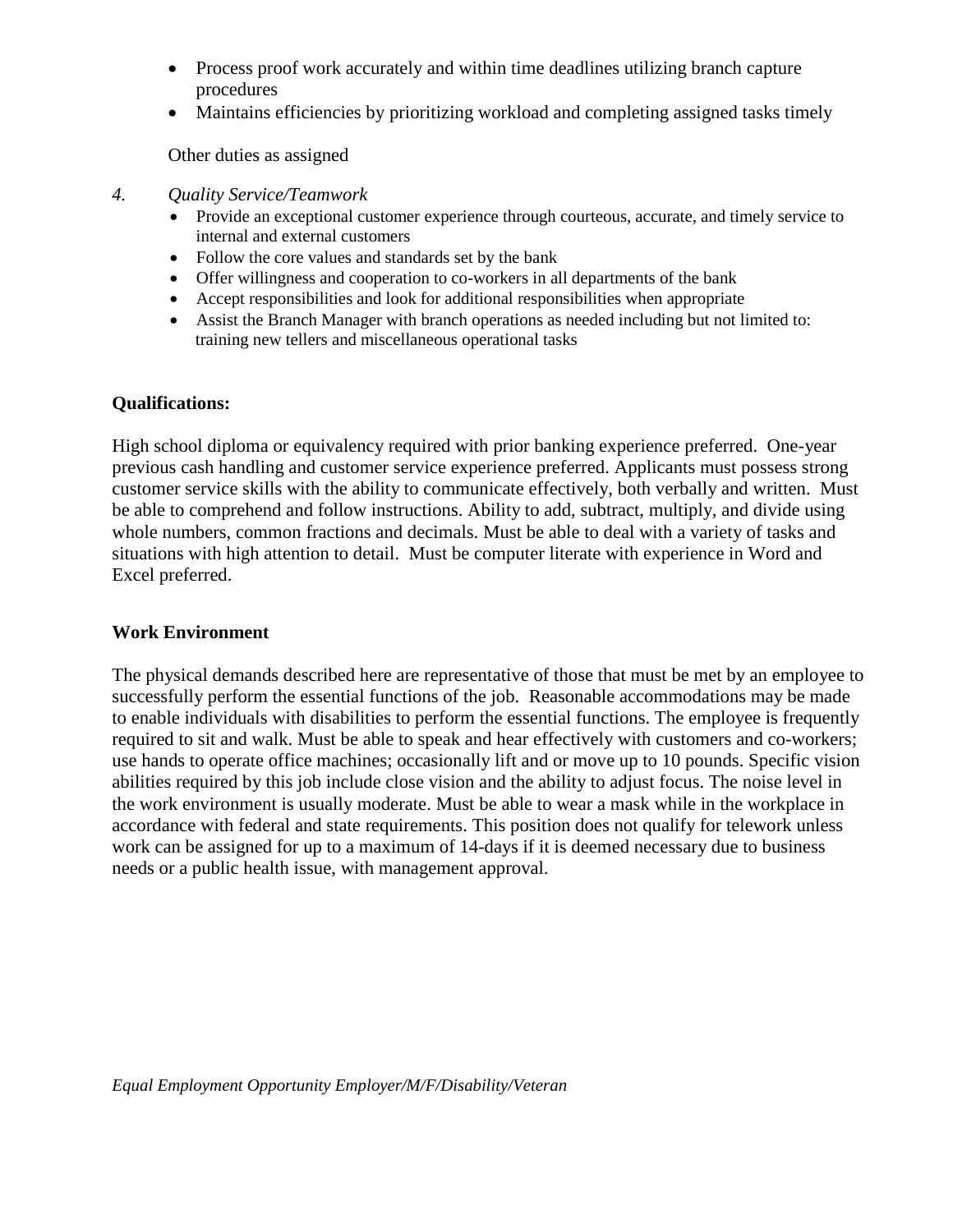- Process proof work accurately and within time deadlines utilizing branch capture procedures
- Maintains efficiencies by prioritizing workload and completing assigned tasks timely

Other duties as assigned

4. *Quality Service/Teamwork*
   - Provide an exceptional customer experience through courteous, accurate, and timely service to internal and external customers
   - Follow the core values and standards set by the bank
   - Offer willingness and cooperation to co-workers in all departments of the bank
   - Accept responsibilities and look for additional responsibilities when appropriate
   - Assist the Branch Manager with branch operations as needed including but not limited to: training new tellers and miscellaneous operational tasks

**Qualifications:**

High school diploma or equivalency required with prior banking experience preferred. One-year previous cash handling and customer service experience preferred. Applicants must possess strong customer service skills with the ability to communicate effectively, both verbally and written. Must be able to comprehend and follow instructions. Ability to add, subtract, multiply, and divide using whole numbers, common fractions and decimals. Must be able to deal with a variety of tasks and situations with high attention to detail. Must be computer literate with experience in Word and Excel preferred.

**Work Environment**

The physical demands described here are representative of those that must be met by an employee to successfully perform the essential functions of the job. Reasonable accommodations may be made to enable individuals with disabilities to perform the essential functions. The employee is frequently required to sit and walk. Must be able to speak and hear effectively with customers and co-workers; use hands to operate office machines; occasionally lift and or move up to 10 pounds. Specific vision abilities required by this job include close vision and the ability to adjust focus. The noise level in the work environment is usually moderate. Must be able to wear a mask while in the workplace in accordance with federal and state requirements. This position does not qualify for telework unless work can be assigned for up to a maximum of 14-days if it is deemed necessary due to business needs or a public health issue, with management approval.

*Equal Employment Opportunity Employer/M/F/Disability/Veteran*